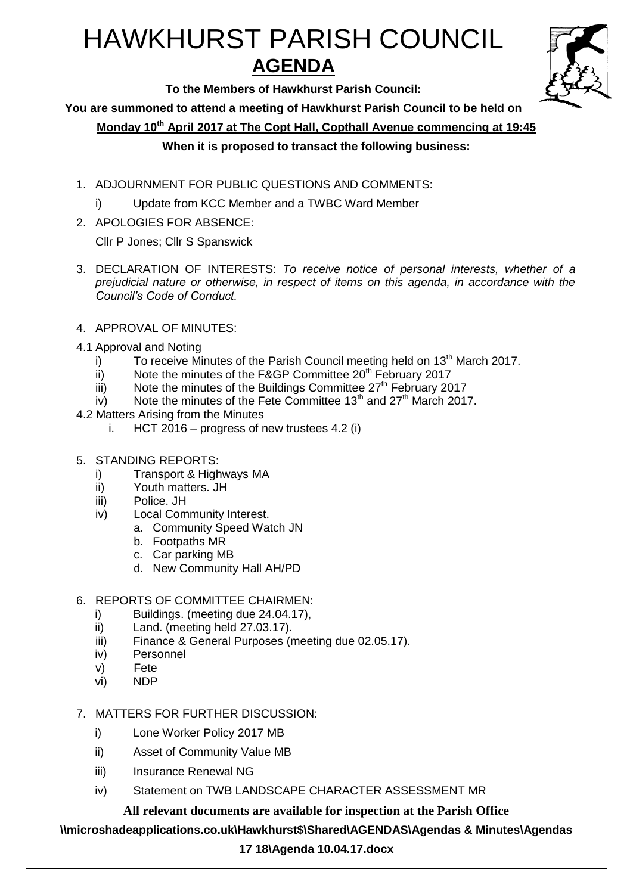# HAWKHURST PARISH COUNCIL

## AGENDA

**To the Members of Hawkhurst Parish Council:**

**You are summoned to attend a meeting of Hawkhurst Parish Council to be held on**

**Monday 10th April 2017 at The Copt Hall, Copthall Avenue commencing at 19:45**

**When it is proposed to transact the following business:**

1. ADJOURNMENT FOR PUBLIC QUESTIONS AND COMMENTS:
   - i) Update from KCC Member and a TWBC Ward Member
2. APOLOGIES FOR ABSENCE:

   Cllr P Jones; Cllr S Spanswick
3. DECLARATION OF INTERESTS: *To receive notice of personal interests, whether of a prejudicial nature or otherwise, in respect of items on this agenda, in accordance with the Council's Code of Conduct.*
4. APPROVAL OF MINUTES:

4.1 Approval and Noting
   - i) To receive Minutes of the Parish Council meeting held on 13th March 2017.
   - ii) Note the minutes of the F&GP Committee 20th February 2017
   - iii) Note the minutes of the Buildings Committee 27th February 2017
   - iv) Note the minutes of the Fete Committee 13th and 27th March 2017.

4.2 Matters Arising from the Minutes
   - i. HCT 2016 – progress of new trustees 4.2 (i)

5. STANDING REPORTS:
   - i) Transport & Highways MA
   - ii) Youth matters. JH
   - iii) Police. JH
   - iv) Local Community Interest.
     - a. Community Speed Watch JN
     - b. Footpaths MR
     - c. Car parking MB
     - d. New Community Hall AH/PD
6. REPORTS OF COMMITTEE CHAIRMEN:
   - i) Buildings. (meeting due 24.04.17),
   - ii) Land. (meeting held 27.03.17).
   - iii) Finance & General Purposes (meeting due 02.05.17).
   - iv) Personnel
   - v) Fete
   - vi) NDP
7. MATTERS FOR FURTHER DISCUSSION:
   - i) Lone Worker Policy 2017 MB
   - ii) Asset of Community Value MB
   - iii) Insurance Renewal NG
   - iv) Statement on TWB LANDSCAPE CHARACTER ASSESSMENT MR

**All relevant documents are available for inspection at the Parish Office**

**\\microshadeapplications.co.uk\Hawkhurst$\Shared\AGENDAS\Agendas & Minutes\Agendas 17 18\Agenda 10.04.17.docx**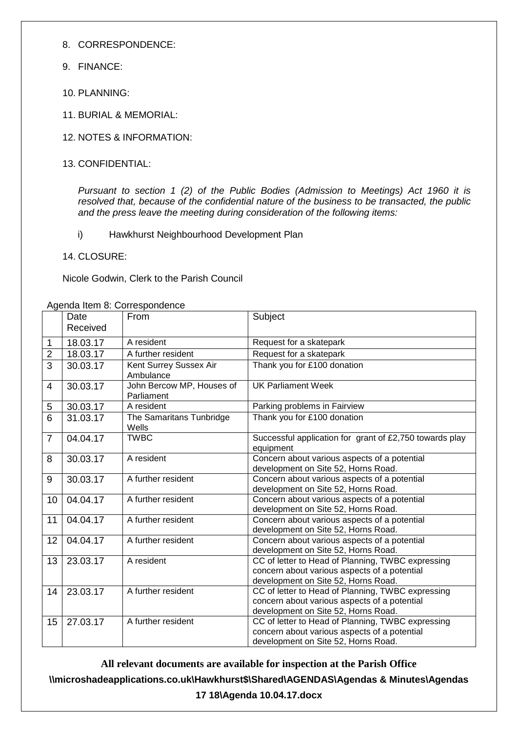8. CORRESPONDENCE:

9. FINANCE:

10. PLANNING:

11. BURIAL & MEMORIAL:

12. NOTES & INFORMATION:

13. CONFIDENTIAL:

*Pursuant to section 1 (2) of the Public Bodies (Admission to Meetings) Act 1960 it is resolved that, because of the confidential nature of the business to be transacted, the public and the press leave the meeting during consideration of the following items:*

i) Hawkhurst Neighbourhood Development Plan

14. CLOSURE:

Nicole Godwin, Clerk to the Parish Council

Agenda Item 8: Correspondence

| | Date Received | From | Subject |
|---|---|---|---|
| 1 | 18.03.17 | A resident | Request for a skatepark |
| 2 | 18.03.17 | A further resident | Request for a skatepark |
| 3 | 30.03.17 | Kent Surrey Sussex Air Ambulance | Thank you for £100 donation |
| 4 | 30.03.17 | John Bercow MP, Houses of Parliament | UK Parliament Week |
| 5 | 30.03.17 | A resident | Parking problems in Fairview |
| 6 | 31.03.17 | The Samaritans Tunbridge Wells | Thank you for £100 donation |
| 7 | 04.04.17 | TWBC | Successful application for grant of £2,750 towards play equipment |
| 8 | 30.03.17 | A resident | Concern about various aspects of a potential development on Site 52, Horns Road. |
| 9 | 30.03.17 | A further resident | Concern about various aspects of a potential development on Site 52, Horns Road. |
| 10 | 04.04.17 | A further resident | Concern about various aspects of a potential development on Site 52, Horns Road. |
| 11 | 04.04.17 | A further resident | Concern about various aspects of a potential development on Site 52, Horns Road. |
| 12 | 04.04.17 | A further resident | Concern about various aspects of a potential development on Site 52, Horns Road. |
| 13 | 23.03.17 | A resident | CC of letter to Head of Planning, TWBC expressing concern about various aspects of a potential development on Site 52, Horns Road. |
| 14 | 23.03.17 | A further resident | CC of letter to Head of Planning, TWBC expressing concern about various aspects of a potential development on Site 52, Horns Road. |
| 15 | 27.03.17 | A further resident | CC of letter to Head of Planning, TWBC expressing concern about various aspects of a potential development on Site 52, Horns Road. |

**All relevant documents are available for inspection at the Parish Office**

**\\microshadeapplications.co.uk\Hawkhurst$\Shared\AGENDAS\Agendas & Minutes\Agendas 17 18\Agenda 10.04.17.docx**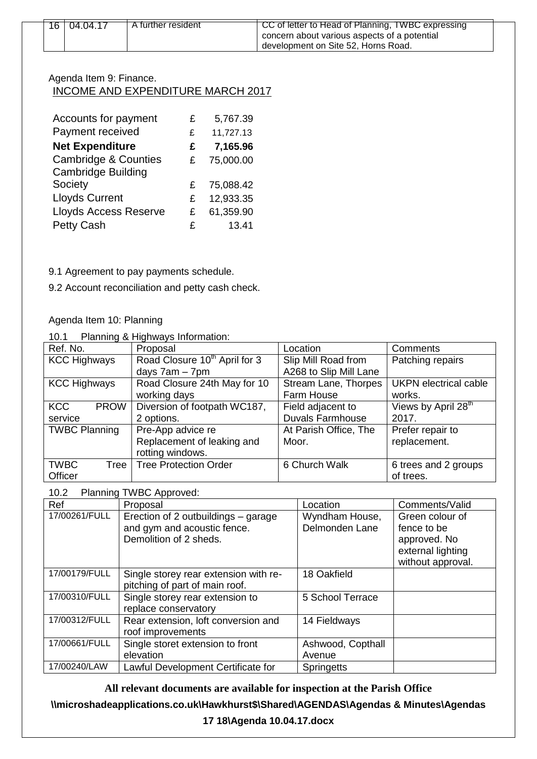| 16 | 04.04.17 | A further resident | CC of letter to Head of Planning, TWBC expressing concern about various aspects of a potential development on Site 52, Horns Road. |
|---|---|---|---|

Agenda Item 9: Finance.

INCOME AND EXPENDITURE MARCH 2017

| | | |
|---|---|---|
| Accounts for payment | £ | 5,767.39 |
| Payment received | £ | 11,727.13 |
| **Net Expenditure** | **£** | **7,165.96** |
| Cambridge & Counties | £ | 75,000.00 |
| Cambridge Building Society | £ | 75,088.42 |
| Lloyds Current | £ | 12,933.35 |
| Lloyds Access Reserve | £ | 61,359.90 |
| Petty Cash | £ | 13.41 |

9.1 Agreement to pay payments schedule.

9.2 Account reconciliation and petty cash check.

Agenda Item 10: Planning

10.1 Planning & Highways Information:

| Ref. No. | Proposal | Location | Comments |
|---|---|---|---|
| KCC Highways | Road Closure 10th April for 3 days 7am – 7pm | Slip Mill Road from A268 to Slip Mill Lane | Patching repairs |
| KCC Highways | Road Closure 24th May for 10 working days | Stream Lane, Thorpes Farm House | UKPN electrical cable works. |
| KCC PROW service | Diversion of footpath WC187, 2 options. | Field adjacent to Duvals Farmhouse | Views by April 28th 2017. |
| TWBC Planning | Pre-App advice re Replacement of leaking and rotting windows. | At Parish Office, The Moor. | Prefer repair to replacement. |
| TWBC Tree Officer | Tree Protection Order | 6 Church Walk | 6 trees and 2 groups of trees. |

10.2 Planning TWBC Approved:

| Ref | Proposal | Location | Comments/Valid |
|---|---|---|---|
| 17/00261/FULL | Erection of 2 outbuildings – garage and gym and acoustic fence. Demolition of 2 sheds. | Wyndham House, Delmonden Lane | Green colour of fence to be approved. No external lighting without approval. |
| 17/00179/FULL | Single storey rear extension with re-pitching of part of main roof. | 18 Oakfield | |
| 17/00310/FULL | Single storey rear extension to replace conservatory | 5 School Terrace | |
| 17/00312/FULL | Rear extension, loft conversion and roof improvements | 14 Fieldways | |
| 17/00661/FULL | Single storet extension to front elevation | Ashwood, Copthall Avenue | |
| 17/00240/LAW | Lawful Development Certificate for | Springetts | |

**All relevant documents are available for inspection at the Parish Office**

**\\microshadeapplications.co.uk\Hawkhurst$\Shared\AGENDAS\Agendas & Minutes\Agendas 17 18\Agenda 10.04.17.docx**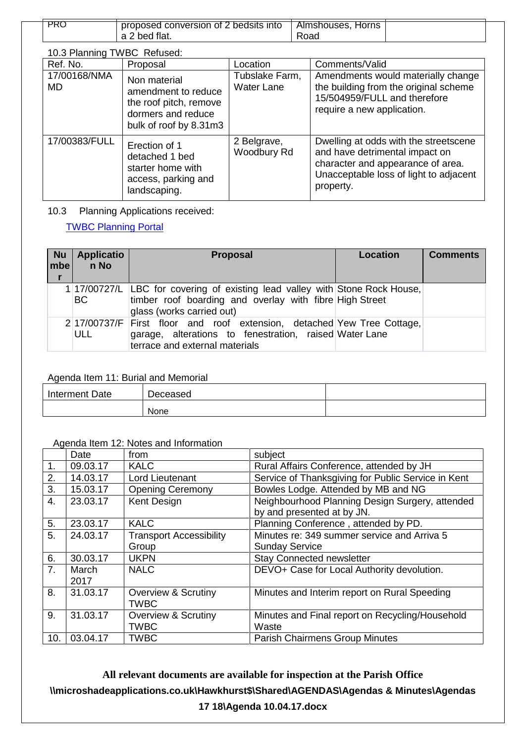| PRO | proposed conversion of 2 bedsits into a 2 bed flat. | Almshouses, Horns Road | |
|---|---|---|---|

10.3 Planning TWBC Refused:

| Ref. No. | Proposal | Location | Comments/Valid |
|---|---|---|---|
| 17/00168/NMAMD | Non material amendment to reduce the roof pitch, remove dormers and reduce bulk of roof by 8.31m3 | Tubslake Farm, Water Lane | Amendments would materially change the building from the original scheme 15/504959/FULL and therefore require a new application. |
| 17/00383/FULL | Erection of 1 detached 1 bed starter home with access, parking and landscaping. | 2 Belgrave, Woodbury Rd | Dwelling at odds with the streetscene and have detrimental impact on character and appearance of area. Unacceptable loss of light to adjacent property. |

10.3 Planning Applications received:

[TWBC Planning Portal]

| Number | Application No | Proposal | Location | Comments |
|---|---|---|---|---|
| 1 | 17/00727/LBC | LBC for covering of existing lead valley with timber roof boarding and overlay with fibre glass (works carried out) | Stone Rock House, High Street | |
| 2 | 17/00737/FULL | First floor and roof extension, detached garage, alterations to fenestration, raised terrace and external materials | Yew Tree Cottage, Water Lane | |

Agenda Item 11: Burial and Memorial

| Interment Date | Deceased | |
|---|---|---|
| | None | |

Agenda Item 12: Notes and Information

| | Date | from | subject |
|---|---|---|---|
| 1. | 09.03.17 | KALC | Rural Affairs Conference, attended by JH |
| 2. | 14.03.17 | Lord Lieutenant | Service of Thanksgiving for Public Service in Kent |
| 3. | 15.03.17 | Opening Ceremony | Bowles Lodge. Attended by MB and NG |
| 4. | 23.03.17 | Kent Design | Neighbourhood Planning Design Surgery, attended by and presented at by JN. |
| 5. | 23.03.17 | KALC | Planning Conference , attended by PD. |
| 5. | 24.03.17 | Transport Accessibility Group | Minutes re: 349 summer service and Arriva 5 Sunday Service |
| 6. | 30.03.17 | UKPN | Stay Connected newsletter |
| 7. | March 2017 | NALC | DEVO+ Case for Local Authority devolution. |
| 8. | 31.03.17 | Overview & Scrutiny TWBC | Minutes and Interim report on Rural Speeding |
| 9. | 31.03.17 | Overview & Scrutiny TWBC | Minutes and Final report on Recycling/Household Waste |
| 10. | 03.04.17 | TWBC | Parish Chairmens Group Minutes |

**All relevant documents are available for inspection at the Parish Office**

**\\microshadeapplications.co.uk\Hawkhurst$\Shared\AGENDAS\Agendas & Minutes\Agendas 17 18\Agenda 10.04.17.docx**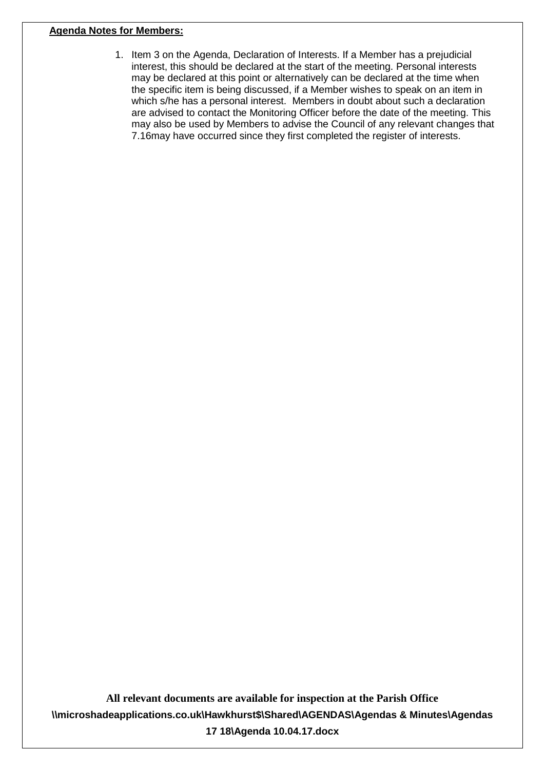**Agenda Notes for Members:**

1. Item 3 on the Agenda, Declaration of Interests. If a Member has a prejudicial interest, this should be declared at the start of the meeting. Personal interests may be declared at this point or alternatively can be declared at the time when the specific item is being discussed, if a Member wishes to speak on an item in which s/he has a personal interest. Members in doubt about such a declaration are advised to contact the Monitoring Officer before the date of the meeting. This may also be used by Members to advise the Council of any relevant changes that 7.16may have occurred since they first completed the register of interests.

**All relevant documents are available for inspection at the Parish Office**

**\\microshadeapplications.co.uk\Hawkhurst$\Shared\AGENDAS\Agendas & Minutes\Agendas 17 18\Agenda 10.04.17.docx**